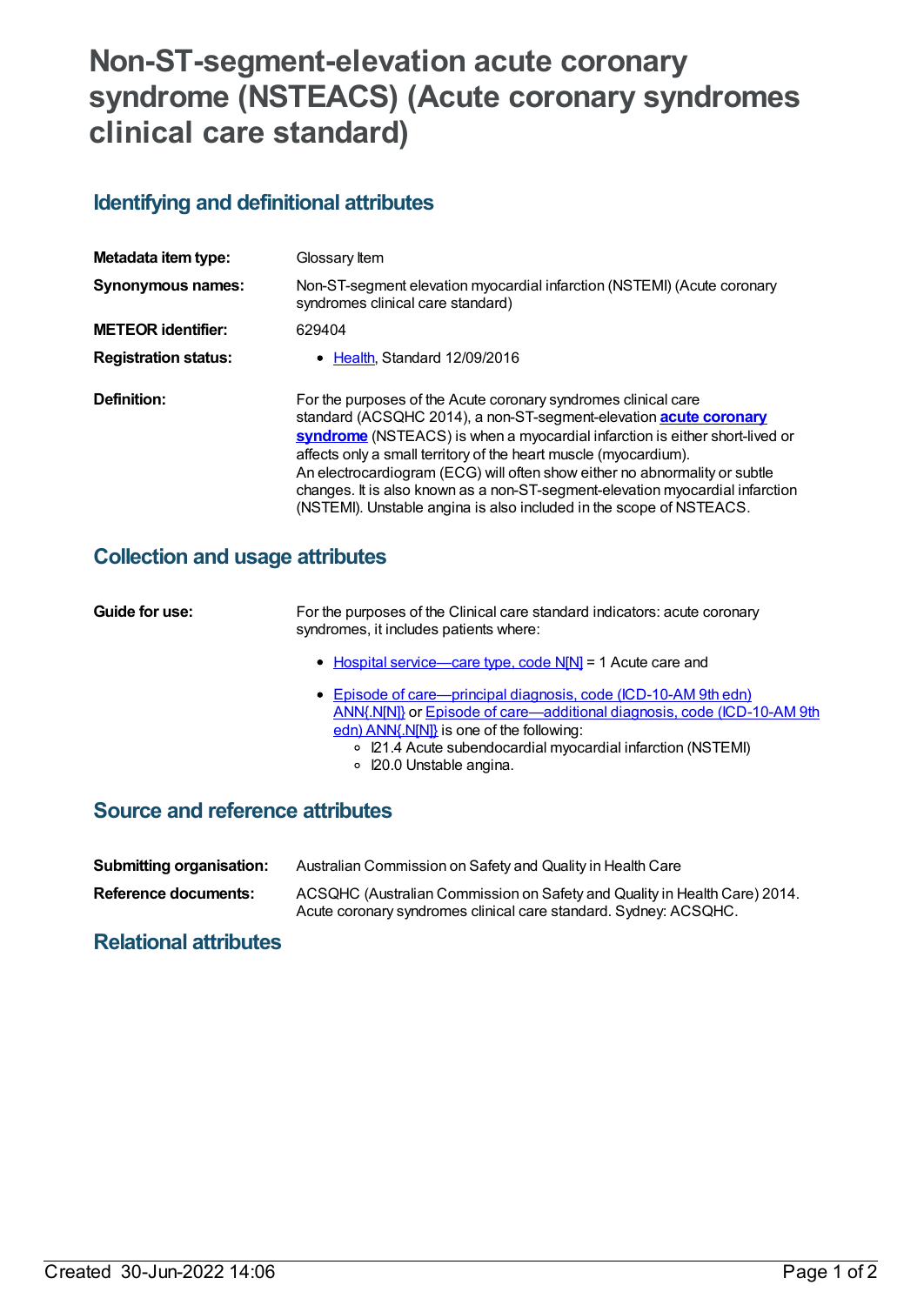# Non-ST-segment-elevation acute coronary syndrome (NSTEACS) (Acute coronary syndromes clinical care standard)

## Identifying and definitional attributes

| | |
|---|---|
| **Metadata item type:** | Glossary Item |
| **Synonymous names:** | Non-ST-segment elevation myocardial infarction (NSTEMI) (Acute coronary syndromes clinical care standard) |
| **METEOR identifier:** | 629404 |
| **Registration status:** | Health, Standard 12/09/2016 |
| **Definition:** | For the purposes of the Acute coronary syndromes clinical care standard (ACSQHC 2014), a non-ST-segment-elevation **acute coronary syndrome** (NSTEACS) is when a myocardial infarction is either short-lived or affects only a small territory of the heart muscle (myocardium). An electrocardiogram (ECG) will often show either no abnormality or subtle changes. It is also known as a non-ST-segment-elevation myocardial infarction (NSTEMI). Unstable angina is also included in the scope of NSTEACS. |

## Collection and usage attributes

**Guide for use:**

For the purposes of the Clinical care standard indicators: acute coronary syndromes, it includes patients where:

- Hospital service—care type, code N[N] = 1 Acute care and
- Episode of care—principal diagnosis, code (ICD-10-AM 9th edn) ANN{.N[N]} or Episode of care—additional diagnosis, code (ICD-10-AM 9th edn) ANN{.N[N]} is one of the following:
  - I21.4 Acute subendocardial myocardial infarction (NSTEMI)
  - I20.0 Unstable angina.

## Source and reference attributes

| | |
|---|---|
| **Submitting organisation:** | Australian Commission on Safety and Quality in Health Care |
| **Reference documents:** | ACSQHC (Australian Commission on Safety and Quality in Health Care) 2014. Acute coronary syndromes clinical care standard. Sydney: ACSQHC. |

## Relational attributes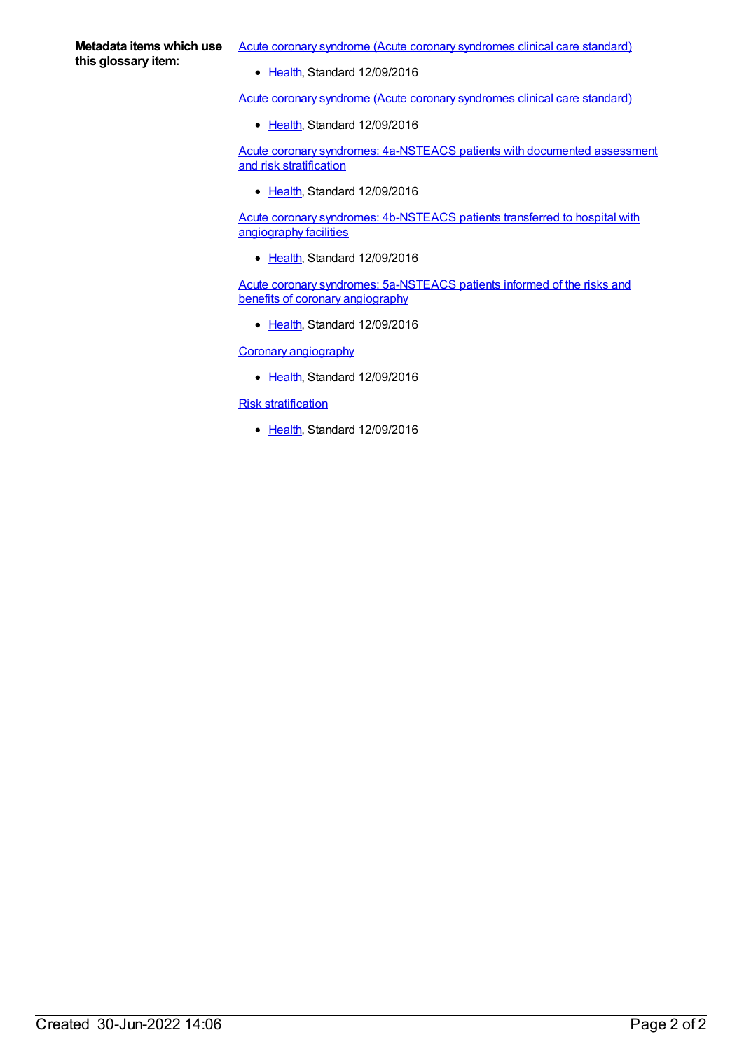**Metadata items which use this glossary item:**

Acute coronary syndrome (Acute coronary syndromes clinical care standard)

- Health, Standard 12/09/2016

Acute coronary syndrome (Acute coronary syndromes clinical care standard)

- Health, Standard 12/09/2016

Acute coronary syndromes: 4a-NSTEACS patients with documented assessment and risk stratification

- Health, Standard 12/09/2016

Acute coronary syndromes: 4b-NSTEACS patients transferred to hospital with angiography facilities

- Health, Standard 12/09/2016

Acute coronary syndromes: 5a-NSTEACS patients informed of the risks and benefits of coronary angiography

- Health, Standard 12/09/2016

Coronary angiography

- Health, Standard 12/09/2016

Risk stratification

- Health, Standard 12/09/2016